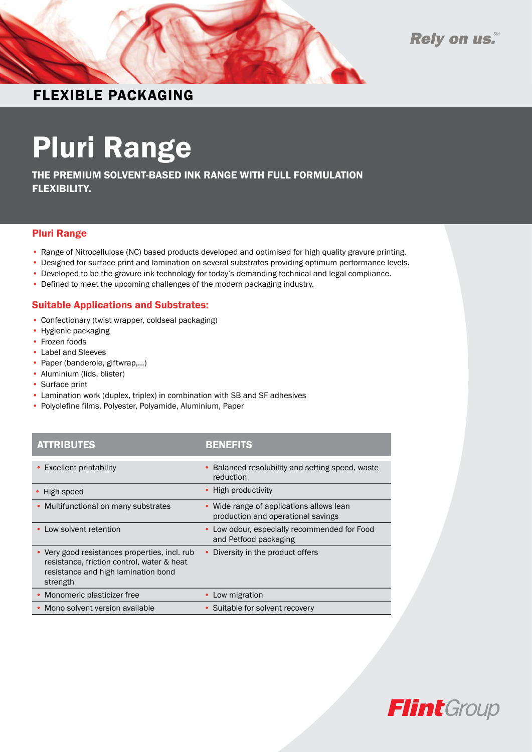Rely on us.[SM]

FLEXIBLE PACKAGING

# Pluri Range

**THE PREMIUM SOLVENT-BASED INK RANGE WITH FULL FORMULATION FLEXIBILITY.**

## Pluri Range

- Range of Nitrocellulose (NC) based products developed and optimised for high quality gravure printing.
- Designed for surface print and lamination on several substrates providing optimum performance levels.
- Developed to be the gravure ink technology for today's demanding technical and legal compliance.
- Defined to meet the upcoming challenges of the modern packaging industry.

## Suitable Applications and Substrates:

- Confectionary (twist wrapper, coldseal packaging)
- Hygienic packaging
- Frozen foods
- Label and Sleeves
- Paper (banderole, giftwrap,...)
- Aluminium (lids, blister)
- Surface print
- Lamination work (duplex, triplex) in combination with SB and SF adhesives
- Polyolefine films, Polyester, Polyamide, Aluminium, Paper

| ATTRIBUTES | BENEFITS |
|---|---|
| • Excellent printability | • Balanced resolubility and setting speed, waste reduction |
| • High speed | • High productivity |
| • Multifunctional on many substrates | • Wide range of applications allows lean production and operational savings |
| • Low solvent retention | • Low odour, especially recommended for Food and Petfood packaging |
| • Very good resistances properties, incl. rub resistance, friction control, water & heat resistance and high lamination bond strength | • Diversity in the product offers |
| • Monomeric plasticizer free | • Low migration |
| • Mono solvent version available | • Suitable for solvent recovery |

FlintGroup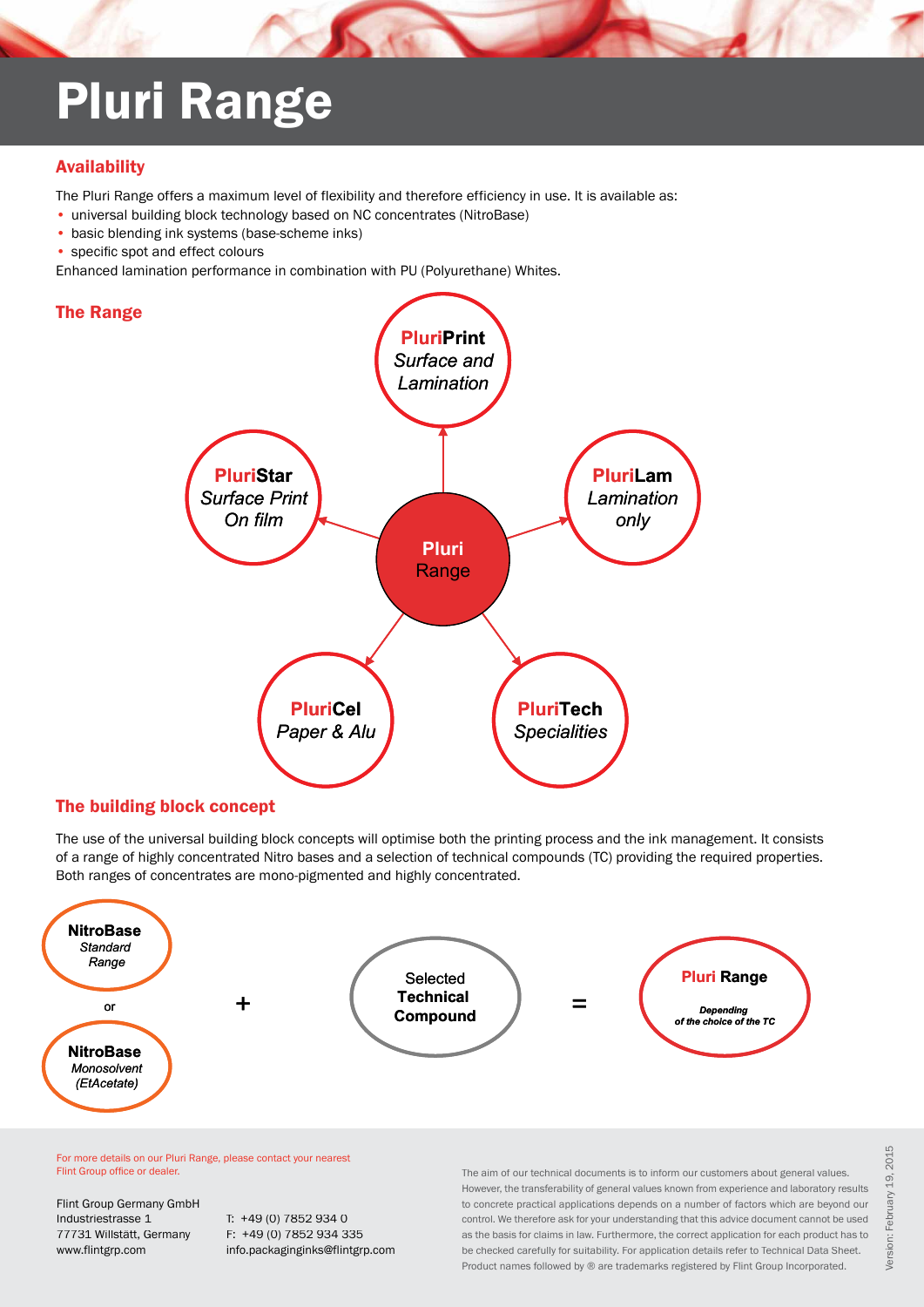# Pluri Range

## Availability

The Pluri Range offers a maximum level of flexibility and therefore efficiency in use. It is available as:

- universal building block technology based on NC concentrates (NitroBase)
- basic blending ink systems (base-scheme inks)
- specific spot and effect colours

Enhanced lamination performance in combination with PU (Polyurethane) Whites.

## The Range

**Pluri** Range

**PluriPrint** *Surface and Lamination*

**PluriStar** *Surface Print On film*

**PluriLam** *Lamination only*

**PluriCel** *Paper & Alu*

**PluriTech** *Specialities*

## The building block concept

The use of the universal building block concepts will optimise both the printing process and the ink management. It consists of a range of highly concentrated Nitro bases and a selection of technical compounds (TC) providing the required properties. Both ranges of concentrates are mono-pigmented and highly concentrated.

**NitroBase** *Standard Range*

or

**NitroBase** *Monosolvent (EtAcetate)*

+

Selected **Technical Compound**

=

**Pluri Range** ***Depending of the choice of the TC***

For more details on our Pluri Range, please contact your nearest Flint Group office or dealer.

Flint Group Germany GmbH
Industriestrasse 1
77731 Willstätt, Germany
www.flintgrp.com

T: +49 (0) 7852 934 0
F: +49 (0) 7852 934 335
info.packaginginks@flintgrp.com

The aim of our technical documents is to inform our customers about general values. However, the transferability of general values known from experience and laboratory results to concrete practical applications depends on a number of factors which are beyond our control. We therefore ask for your understanding that this advice document cannot be used as the basis for claims in law. Furthermore, the correct application for each product has to be checked carefully for suitability. For application details refer to Technical Data Sheet. Product names followed by ® are trademarks registered by Flint Group Incorporated.

Version: February 19, 2015